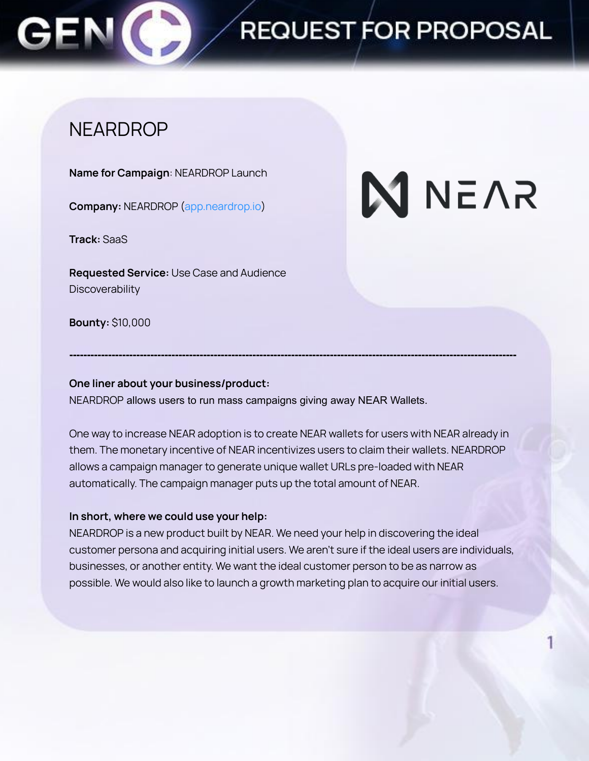# REQUEST FOR PROPOSAL

## NEARDROP

**Name for Campaign**: NEARDROP Launch

**Company:** NEARDROP (app.neardrop.io)

**Track:** SaaS

**Requested Service:** Use Case and Audience Discoverability

**Bounty:** $10,000

---

**One liner about your business/product:**
NEARDROP allows users to run mass campaigns giving away NEAR Wallets.

One way to increase NEAR adoption is to create NEAR wallets for users with NEAR already in them. The monetary incentive of NEAR incentivizes users to claim their wallets. NEARDROP allows a campaign manager to generate unique wallet URLs pre-loaded with NEAR automatically. The campaign manager puts up the total amount of NEAR.

**In short, where we could use your help:**
NEARDROP is a new product built by NEAR. We need your help in discovering the ideal customer persona and acquiring initial users. We aren't sure if the ideal users are individuals, businesses, or another entity. We want the ideal customer person to be as narrow as possible. We would also like to launch a growth marketing plan to acquire our initial users.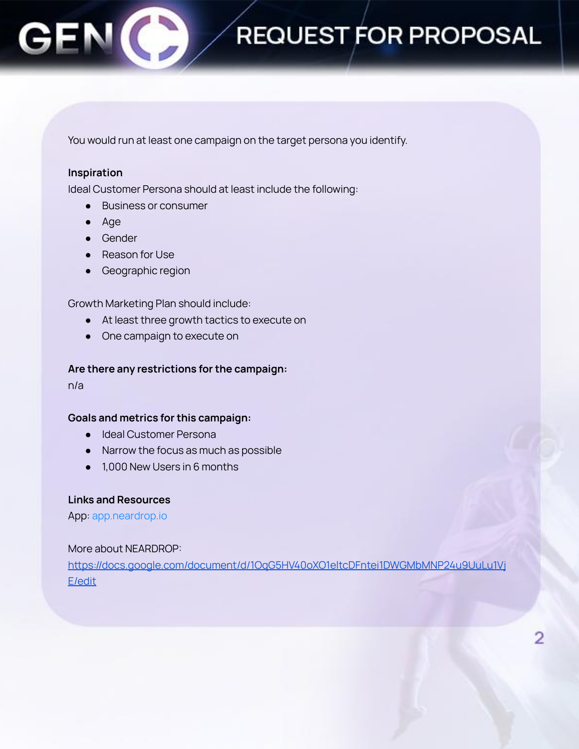You would run at least one campaign on the target persona you identify.

**Inspiration**

Ideal Customer Persona should at least include the following:

- Business or consumer
- Age
- Gender
- Reason for Use
- Geographic region

Growth Marketing Plan should include:

- At least three growth tactics to execute on
- One campaign to execute on

**Are there any restrictions for the campaign:**

n/a

**Goals and metrics for this campaign:**

- Ideal Customer Persona
- Narrow the focus as much as possible
- 1,000 New Users in 6 months

**Links and Resources**

App: app.neardrop.io

More about NEARDROP:
https://docs.google.com/document/d/1OqG5HV40oXO1eltcDFntei1DWGMbMNP24u9UuLu1VjE/edit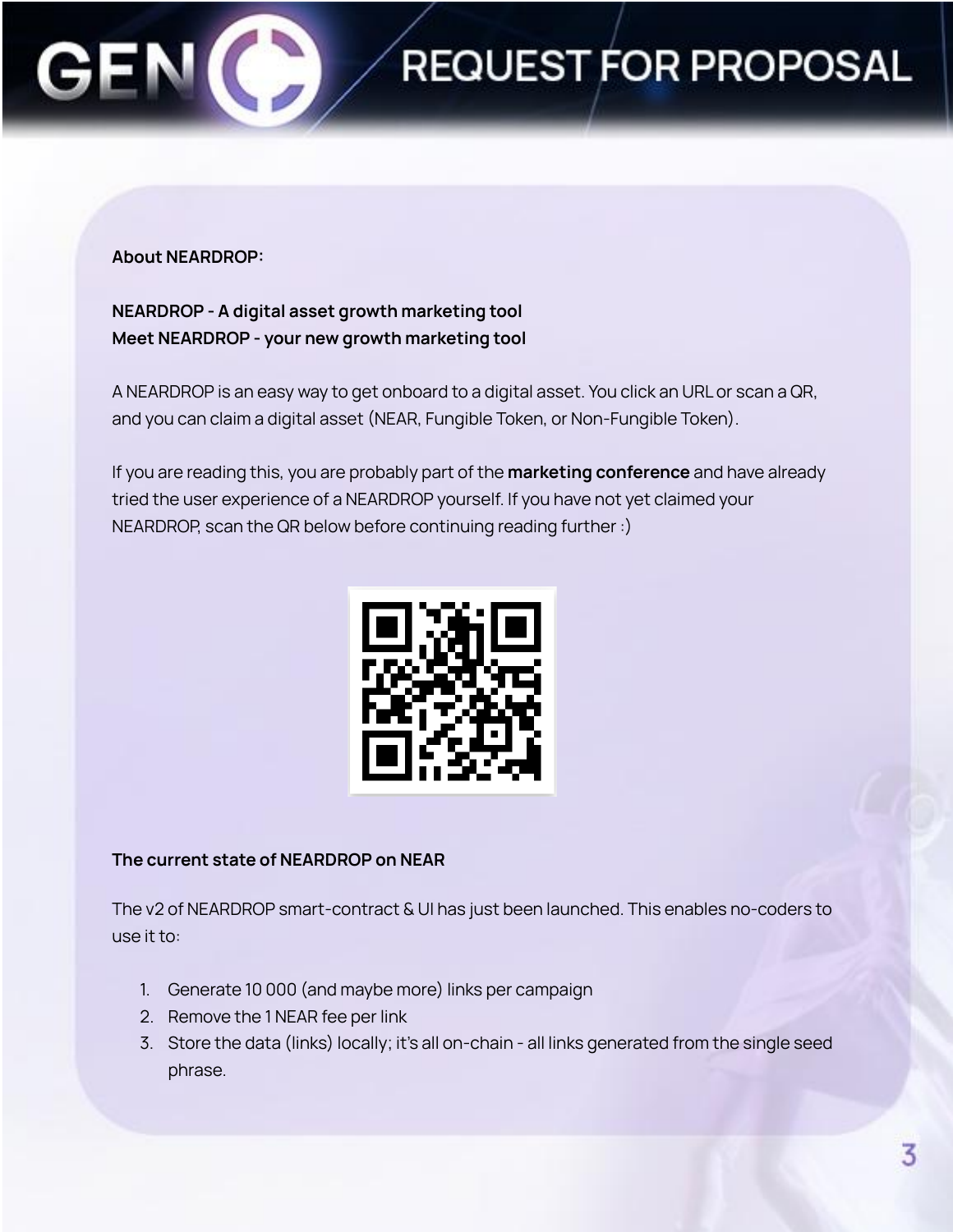**About NEARDROP:**

**NEARDROP - A digital asset growth marketing tool**
**Meet NEARDROP - your new growth marketing tool**

A NEARDROP is an easy way to get onboard to a digital asset. You click an URL or scan a QR, and you can claim a digital asset (NEAR, Fungible Token, or Non-Fungible Token).

If you are reading this, you are probably part of the **marketing conference** and have already tried the user experience of a NEARDROP yourself. If you have not yet claimed your NEARDROP, scan the QR below before continuing reading further :)

**The current state of NEARDROP on NEAR**

The v2 of NEARDROP smart-contract & UI has just been launched. This enables no-coders to use it to:

1. Generate 10 000 (and maybe more) links per campaign
2. Remove the 1 NEAR fee per link
3. Store the data (links) locally; it's all on-chain - all links generated from the single seed phrase.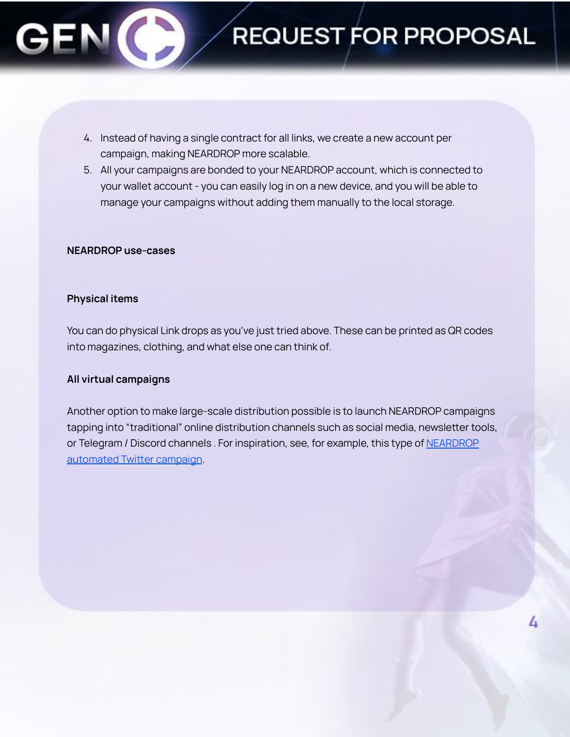4. Instead of having a single contract for all links, we create a new account per campaign, making NEARDROP more scalable.
5. All your campaigns are bonded to your NEARDROP account, which is connected to your wallet account - you can easily log in on a new device, and you will be able to manage your campaigns without adding them manually to the local storage.

**NEARDROP use-cases**

**Physical items**

You can do physical Link drops as you've just tried above. These can be printed as QR codes into magazines, clothing, and what else one can think of.

**All virtual campaigns**

Another option to make large-scale distribution possible is to launch NEARDROP campaigns tapping into "traditional" online distribution channels such as social media, newsletter tools, or Telegram / Discord channels . For inspiration, see, for example, this type of NEARDROP automated Twitter campaign.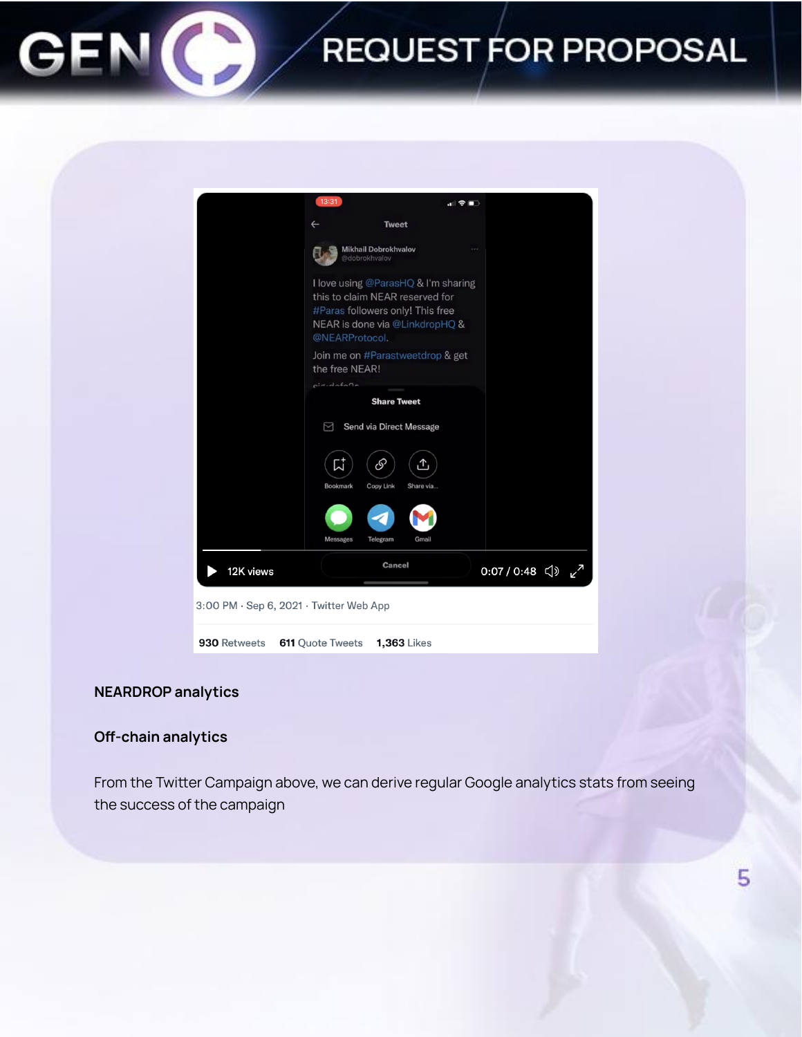3:00 PM · Sep 6, 2021 · Twitter Web App

**930** Retweets **611** Quote Tweets **1,363** Likes

## NEARDROP analytics

### Off-chain analytics

From the Twitter Campaign above, we can derive regular Google analytics stats from seeing the success of the campaign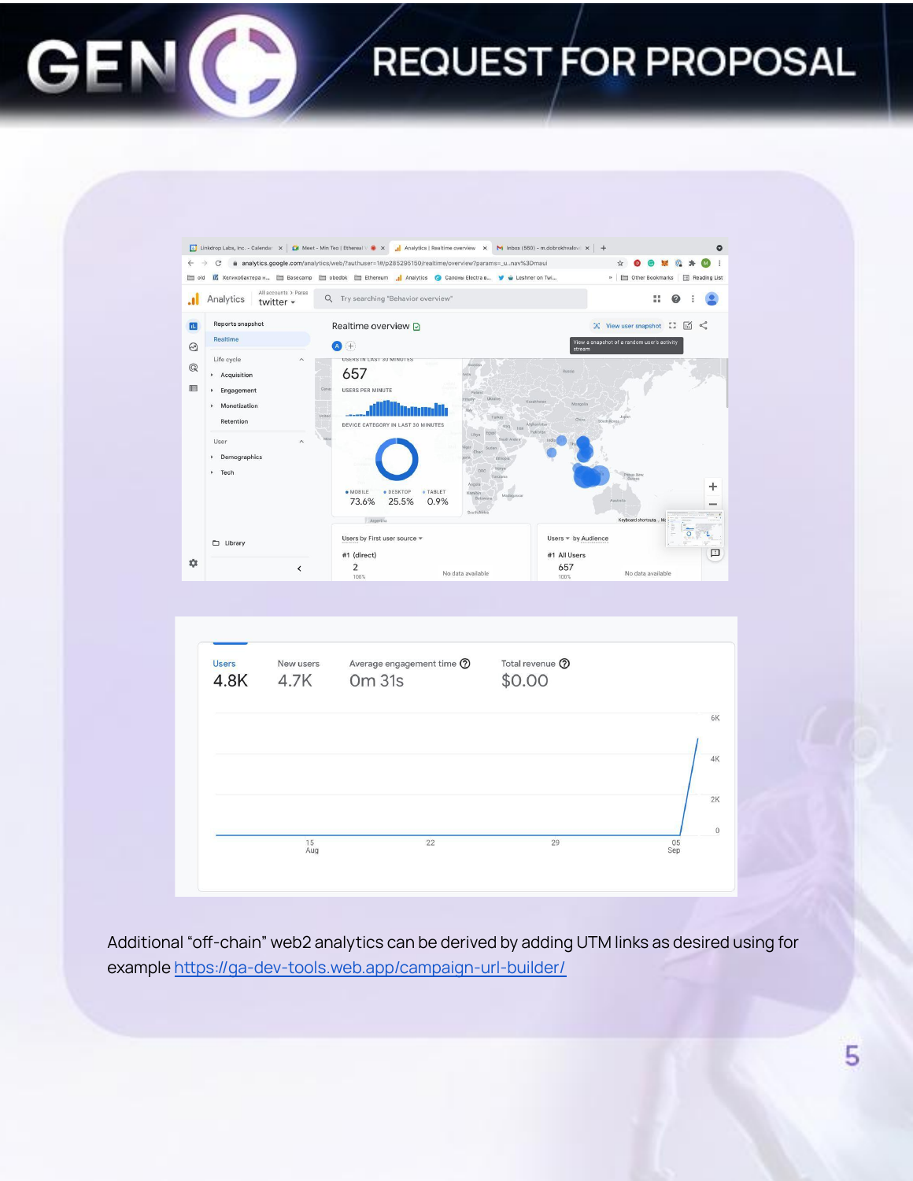Additional “off-chain” web2 analytics can be derived by adding UTM links as desired using for example [https://ga-dev-tools.web.app/campaign-url-builder/](https://ga-dev-tools.web.app/campaign-url-builder/)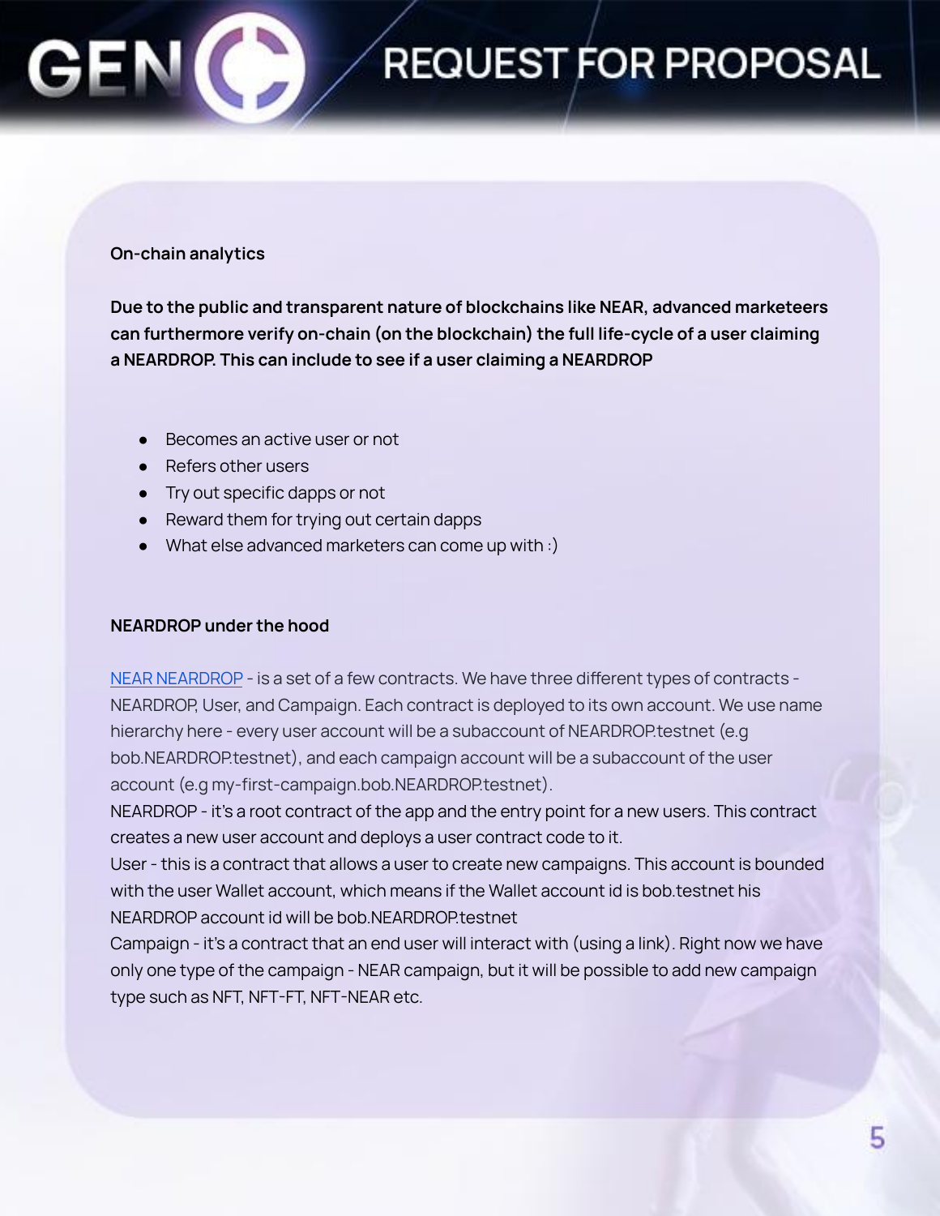**On-chain analytics**

**Due to the public and transparent nature of blockchains like NEAR, advanced marketeers can furthermore verify on-chain (on the blockchain) the full life-cycle of a user claiming a NEARDROP. This can include to see if a user claiming a NEARDROP**

- Becomes an active user or not
- Refers other users
- Try out specific dapps or not
- Reward them for trying out certain dapps
- What else advanced marketers can come up with :)

**NEARDROP under the hood**

NEAR NEARDROP - is a set of a few contracts. We have three different types of contracts - NEARDROP, User, and Campaign. Each contract is deployed to its own account. We use name hierarchy here - every user account will be a subaccount of NEARDROP.testnet (e.g bob.NEARDROP.testnet), and each campaign account will be a subaccount of the user account (e.g my-first-campaign.bob.NEARDROP.testnet).

NEARDROP - it's a root contract of the app and the entry point for a new users. This contract creates a new user account and deploys a user contract code to it.

User - this is a contract that allows a user to create new campaigns. This account is bounded with the user Wallet account, which means if the Wallet account id is bob.testnet his NEARDROP account id will be bob.NEARDROP.testnet

Campaign - it's a contract that an end user will interact with (using a link). Right now we have only one type of the campaign - NEAR campaign, but it will be possible to add new campaign type such as NFT, NFT-FT, NFT-NEAR etc.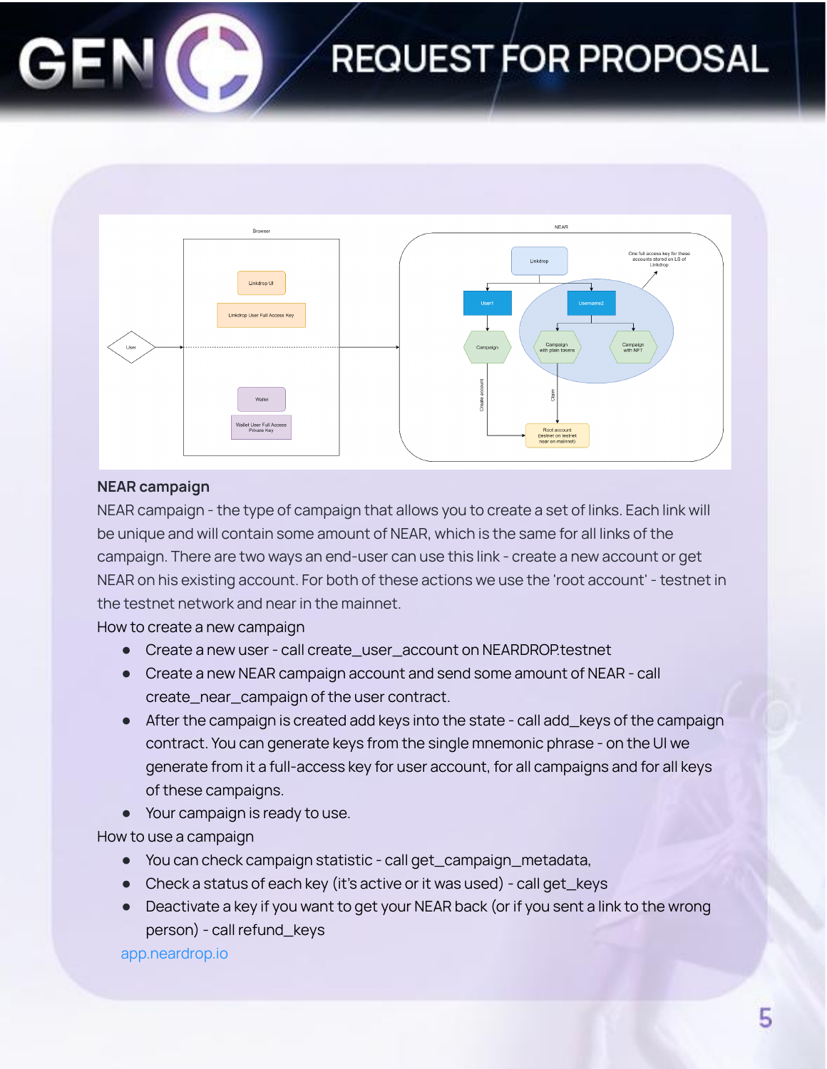Browser

Linkdrop UI

Linkdrop User Full Access Key

User

Wallet

Wallet User Full Access Private Key

NEAR

Linkdrop

One full access key for these accounts stored on LS of Linkdrop

User1

Username2

Campaign

Campaign with plain tokens

Campaign with NFT

Create account

Claim

Root account (testnet on testnet near on mainnet)

**NEAR campaign**

NEAR campaign - the type of campaign that allows you to create a set of links. Each link will be unique and will contain some amount of NEAR, which is the same for all links of the campaign. There are two ways an end-user can use this link - create a new account or get NEAR on his existing account. For both of these actions we use the 'root account' - testnet in the testnet network and near in the mainnet.

How to create a new campaign

- Create a new user - call create_user_account on NEARDROP.testnet
- Create a new NEAR campaign account and send some amount of NEAR - call create_near_campaign of the user contract.
- After the campaign is created add keys into the state - call add_keys of the campaign contract. You can generate keys from the single mnemonic phrase - on the UI we generate from it a full-access key for user account, for all campaigns and for all keys of these campaigns.
- Your campaign is ready to use.

How to use a campaign

- You can check campaign statistic - call get_campaign_metadata,
- Check a status of each key (it's active or it was used) - call get_keys
- Deactivate a key if you want to get your NEAR back (or if you sent a link to the wrong person) - call refund_keys

app.neardrop.io